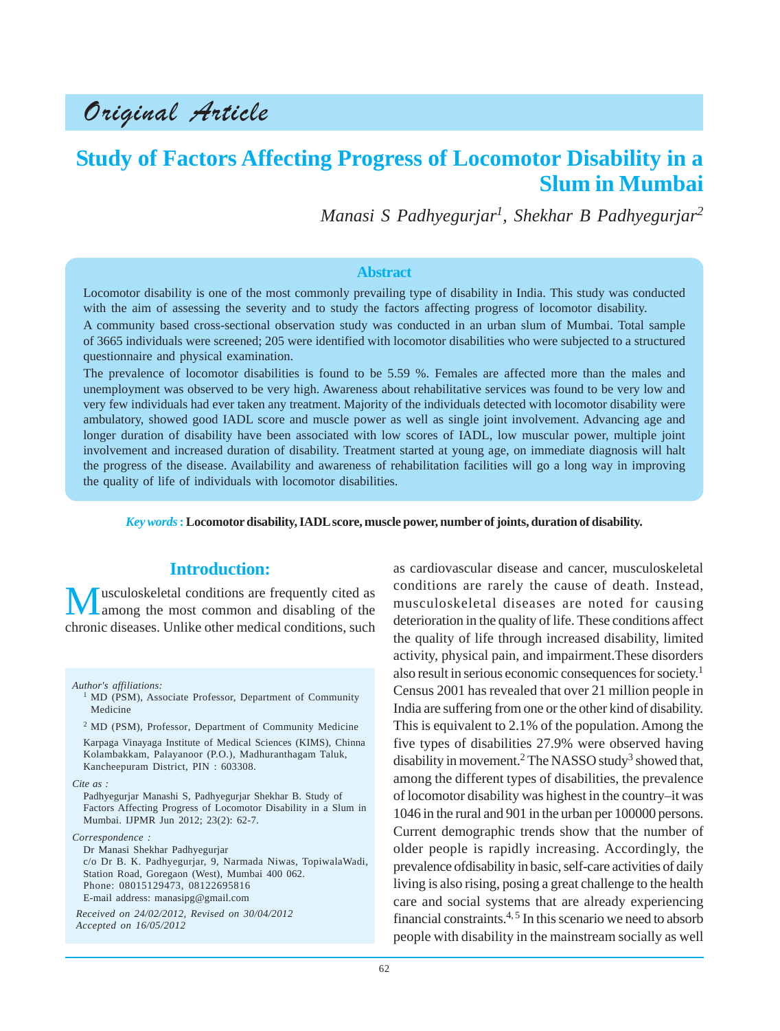Original Article

# Study of Factors Affecting Progress of Locomotor Disability in a Slum in Mumbai

*Manasi S Padhyegurjar[1], Shekhar B Padhyegurjar[2]*

## Abstract

Locomotor disability is one of the most commonly prevailing type of disability in India. This study was conducted with the aim of assessing the severity and to study the factors affecting progress of locomotor disability.

A community based cross-sectional observation study was conducted in an urban slum of Mumbai. Total sample of 3665 individuals were screened; 205 were identified with locomotor disabilities who were subjected to a structured questionnaire and physical examination.

The prevalence of locomotor disabilities is found to be 5.59 %. Females are affected more than the males and unemployment was observed to be very high. Awareness about rehabilitative services was found to be very low and very few individuals had ever taken any treatment. Majority of the individuals detected with locomotor disability were ambulatory, showed good IADL score and muscle power as well as single joint involvement. Advancing age and longer duration of disability have been associated with low scores of IADL, low muscular power, multiple joint involvement and increased duration of disability. Treatment started at young age, on immediate diagnosis will halt the progress of the disease. Availability and awareness of rehabilitation facilities will go a long way in improving the quality of life of individuals with locomotor disabilities.

*Key words* : **Locomotor disability, IADL score, muscle power, number of joints, duration of disability.**

## Introduction:

Musculoskeletal conditions are frequently cited as among the most common and disabling of the chronic diseases. Unlike other medical conditions, such as cardiovascular disease and cancer, musculoskeletal conditions are rarely the cause of death. Instead, musculoskeletal diseases are noted for causing deterioration in the quality of life. These conditions affect the quality of life through increased disability, limited activity, physical pain, and impairment.These disorders also result in serious economic consequences for society.[1] Census 2001 has revealed that over 21 million people in India are suffering from one or the other kind of disability. This is equivalent to 2.1% of the population. Among the five types of disabilities 27.9% were observed having disability in movement.[2] The NASSO study[3] showed that, among the different types of disabilities, the prevalence of locomotor disability was highest in the country–it was 1046 in the rural and 901 in the urban per 100000 persons. Current demographic trends show that the number of older people is rapidly increasing. Accordingly, the prevalence ofdisability in basic, self-care activities of daily living is also rising, posing a great challenge to the health care and social systems that are already experiencing financial constraints.[4, 5] In this scenario we need to absorb people with disability in the mainstream socially as well

*Author's affiliations:*

[1] MD (PSM), Associate Professor, Department of Community Medicine

[2] MD (PSM), Professor, Department of Community Medicine

Karpaga Vinayaga Institute of Medical Sciences (KIMS), Chinna Kolambakkam, Palayanoor (P.O.), Madhuranthagam Taluk, Kancheepuram District, PIN : 603308.

*Cite as :*

Padhyegurjar Manashi S, Padhyegurjar Shekhar B. Study of Factors Affecting Progress of Locomotor Disability in a Slum in Mumbai. IJPMR Jun 2012; 23(2): 62-7.

*Correspondence :*

Dr Manasi Shekhar Padhyegurjar
c/o Dr B. K. Padhyegurjar, 9, Narmada Niwas, TopiwalaWadi, Station Road, Goregaon (West), Mumbai 400 062.
Phone: 08015129473, 08122695816
E-mail address: manasipg@gmail.com

*Received on 24/02/2012, Revised on 30/04/2012
Accepted on 16/05/2012*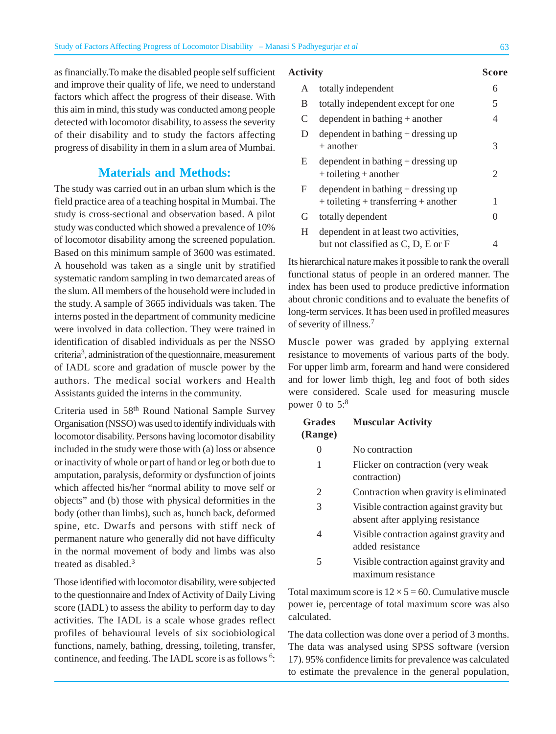as financially.To make the disabled people self sufficient and improve their quality of life, we need to understand factors which affect the progress of their disease. With this aim in mind, this study was conducted among people detected with locomotor disability, to assess the severity of their disability and to study the factors affecting progress of disability in them in a slum area of Mumbai.

## Materials and Methods:

The study was carried out in an urban slum which is the field practice area of a teaching hospital in Mumbai. The study is cross-sectional and observation based. A pilot study was conducted which showed a prevalence of 10% of locomotor disability among the screened population. Based on this minimum sample of 3600 was estimated. A household was taken as a single unit by stratified systematic random sampling in two demarcated areas of the slum. All members of the household were included in the study. A sample of 3665 individuals was taken. The interns posted in the department of community medicine were involved in data collection. They were trained in identification of disabled individuals as per the NSSO criteria[3], administration of the questionnaire, measurement of IADL score and gradation of muscle power by the authors. The medical social workers and Health Assistants guided the interns in the community.

Criteria used in 58th Round National Sample Survey Organisation (NSSO) was used to identify individuals with locomotor disability. Persons having locomotor disability included in the study were those with (a) loss or absence or inactivity of whole or part of hand or leg or both due to amputation, paralysis, deformity or dysfunction of joints which affected his/her "normal ability to move self or objects" and (b) those with physical deformities in the body (other than limbs), such as, hunch back, deformed spine, etc. Dwarfs and persons with stiff neck of permanent nature who generally did not have difficulty in the normal movement of body and limbs was also treated as disabled.[3]

Those identified with locomotor disability, were subjected to the questionnaire and Index of Activity of Daily Living score (IADL) to assess the ability to perform day to day activities. The IADL is a scale whose grades reflect profiles of behavioural levels of six sociobiological functions, namely, bathing, dressing, toileting, transfer, continence, and feeding. The IADL score is as follows [6]:

| Activity | | Score |
|---|---|---|
| A | totally independent | 6 |
| B | totally independent except for one | 5 |
| C | dependent in bathing + another | 4 |
| D | dependent in bathing + dressing up + another | 3 |
| E | dependent in bathing + dressing up + toileting + another | 2 |
| F | dependent in bathing + dressing up + toileting + transferring + another | 1 |
| G | totally dependent | 0 |
| H | dependent in at least two activities, but not classified as C, D, E or F | 4 |

Its hierarchical nature makes it possible to rank the overall functional status of people in an ordered manner. The index has been used to produce predictive information about chronic conditions and to evaluate the benefits of long-term services. It has been used in profiled measures of severity of illness.[7]

Muscle power was graded by applying external resistance to movements of various parts of the body. For upper limb arm, forearm and hand were considered and for lower limb thigh, leg and foot of both sides were considered. Scale used for measuring muscle power 0 to 5:[8]

| Grades (Range) | Muscular Activity |
|---|---|
| 0 | No contraction |
| 1 | Flicker on contraction (very weak contraction) |
| 2 | Contraction when gravity is eliminated |
| 3 | Visible contraction against gravity but absent after applying resistance |
| 4 | Visible contraction against gravity and added resistance |
| 5 | Visible contraction against gravity and maximum resistance |

Total maximum score is $12 \times 5 = 60$. Cumulative muscle power ie, percentage of total maximum score was also calculated.

The data collection was done over a period of 3 months. The data was analysed using SPSS software (version 17). 95% confidence limits for prevalence was calculated to estimate the prevalence in the general population,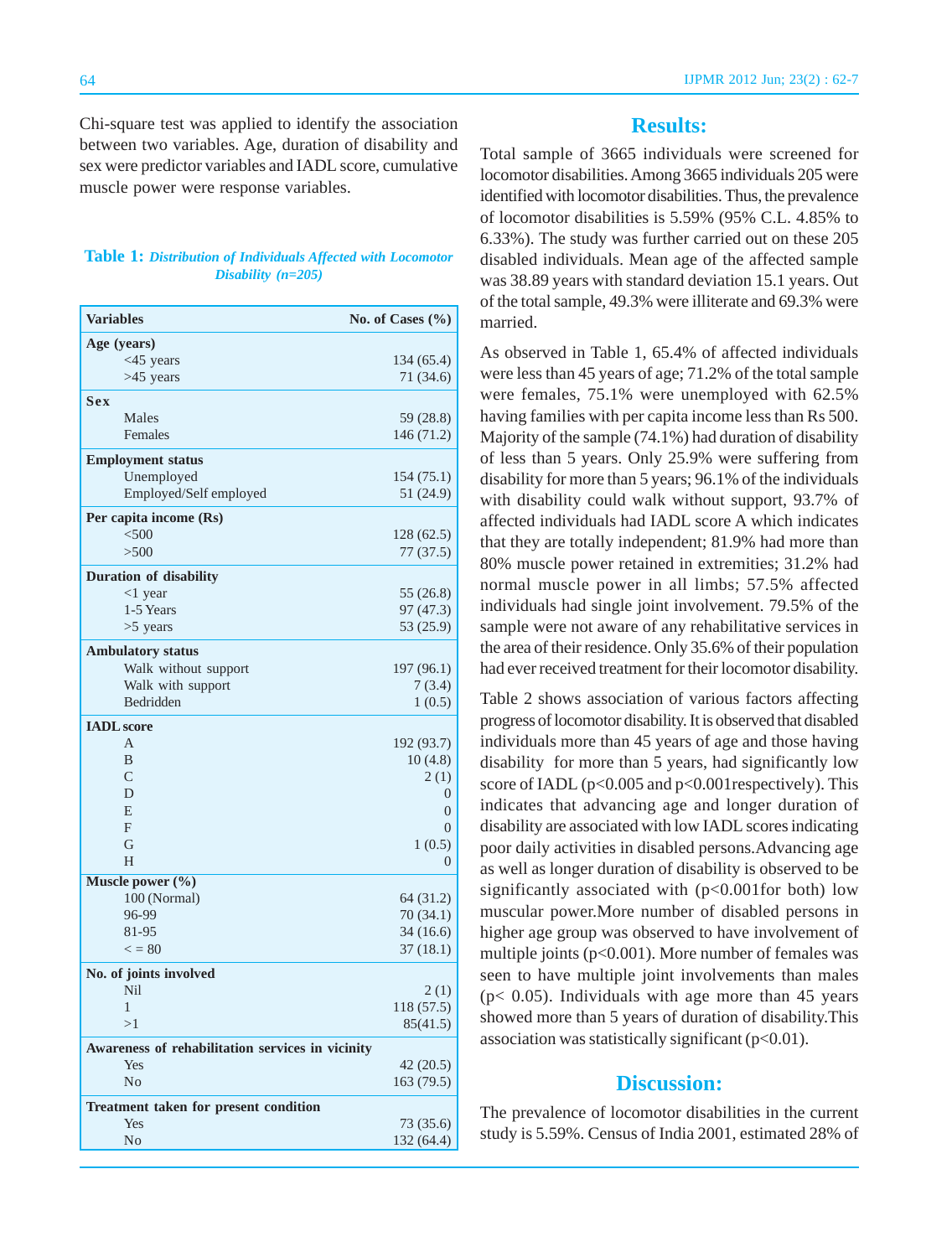Chi-square test was applied to identify the association between two variables. Age, duration of disability and sex were predictor variables and IADL score, cumulative muscle power were response variables.

**Table 1:** *Distribution of Individuals Affected with Locomotor Disability (n=205)*

| Variables | No. of Cases (%) |
|---|---|
| **Age (years)** | |
| <45 years | 134 (65.4) |
| >45 years | 71 (34.6) |
| **Sex** | |
| Males | 59 (28.8) |
| Females | 146 (71.2) |
| **Employment status** | |
| Unemployed | 154 (75.1) |
| Employed/Self employed | 51 (24.9) |
| **Per capita income (Rs)** | |
| <500 | 128 (62.5) |
| >500 | 77 (37.5) |
| **Duration of disability** | |
| <1 year | 55 (26.8) |
| 1-5 Years | 97 (47.3) |
| >5 years | 53 (25.9) |
| **Ambulatory status** | |
| Walk without support | 197 (96.1) |
| Walk with support | 7 (3.4) |
| Bedridden | 1 (0.5) |
| **IADL score** | |
| A | 192 (93.7) |
| B | 10 (4.8) |
| C | 2 (1) |
| D | 0 |
| E | 0 |
| F | 0 |
| G | 1 (0.5) |
| H | 0 |
| **Muscle power (%)** | |
| 100 (Normal) | 64 (31.2) |
| 96-99 | 70 (34.1) |
| 81-95 | 34 (16.6) |
| < = 80 | 37 (18.1) |
| **No. of joints involved** | |
| Nil | 2 (1) |
| 1 | 118 (57.5) |
| >1 | 85(41.5) |
| **Awareness of rehabilitation services in vicinity** | |
| Yes | 42 (20.5) |
| No | 163 (79.5) |
| **Treatment taken for present condition** | |
| Yes | 73 (35.6) |
| No | 132 (64.4) |

## Results:

Total sample of 3665 individuals were screened for locomotor disabilities. Among 3665 individuals 205 were identified with locomotor disabilities. Thus, the prevalence of locomotor disabilities is 5.59% (95% C.L. 4.85% to 6.33%). The study was further carried out on these 205 disabled individuals. Mean age of the affected sample was 38.89 years with standard deviation 15.1 years. Out of the total sample, 49.3% were illiterate and 69.3% were married.

As observed in Table 1, 65.4% of affected individuals were less than 45 years of age; 71.2% of the total sample were females, 75.1% were unemployed with 62.5% having families with per capita income less than Rs 500. Majority of the sample (74.1%) had duration of disability of less than 5 years. Only 25.9% were suffering from disability for more than 5 years; 96.1% of the individuals with disability could walk without support, 93.7% of affected individuals had IADL score A which indicates that they are totally independent; 81.9% had more than 80% muscle power retained in extremities; 31.2% had normal muscle power in all limbs; 57.5% affected individuals had single joint involvement. 79.5% of the sample were not aware of any rehabilitative services in the area of their residence. Only 35.6% of their population had ever received treatment for their locomotor disability.

Table 2 shows association of various factors affecting progress of locomotor disability. It is observed that disabled individuals more than 45 years of age and those having disability for more than 5 years, had significantly low score of IADL ($p<0.005$ and $p<0.001$respectively). This indicates that advancing age and longer duration of disability are associated with low IADL scores indicating poor daily activities in disabled persons.Advancing age as well as longer duration of disability is observed to be significantly associated with ($p<0.001$for both) low muscular power.More number of disabled persons in higher age group was observed to have involvement of multiple joints ($p<0.001$). More number of females was seen to have multiple joint involvements than males ($p< 0.05$). Individuals with age more than 45 years showed more than 5 years of duration of disability.This association was statistically significant ($p<0.01$).

## Discussion:

The prevalence of locomotor disabilities in the current study is 5.59%. Census of India 2001, estimated 28% of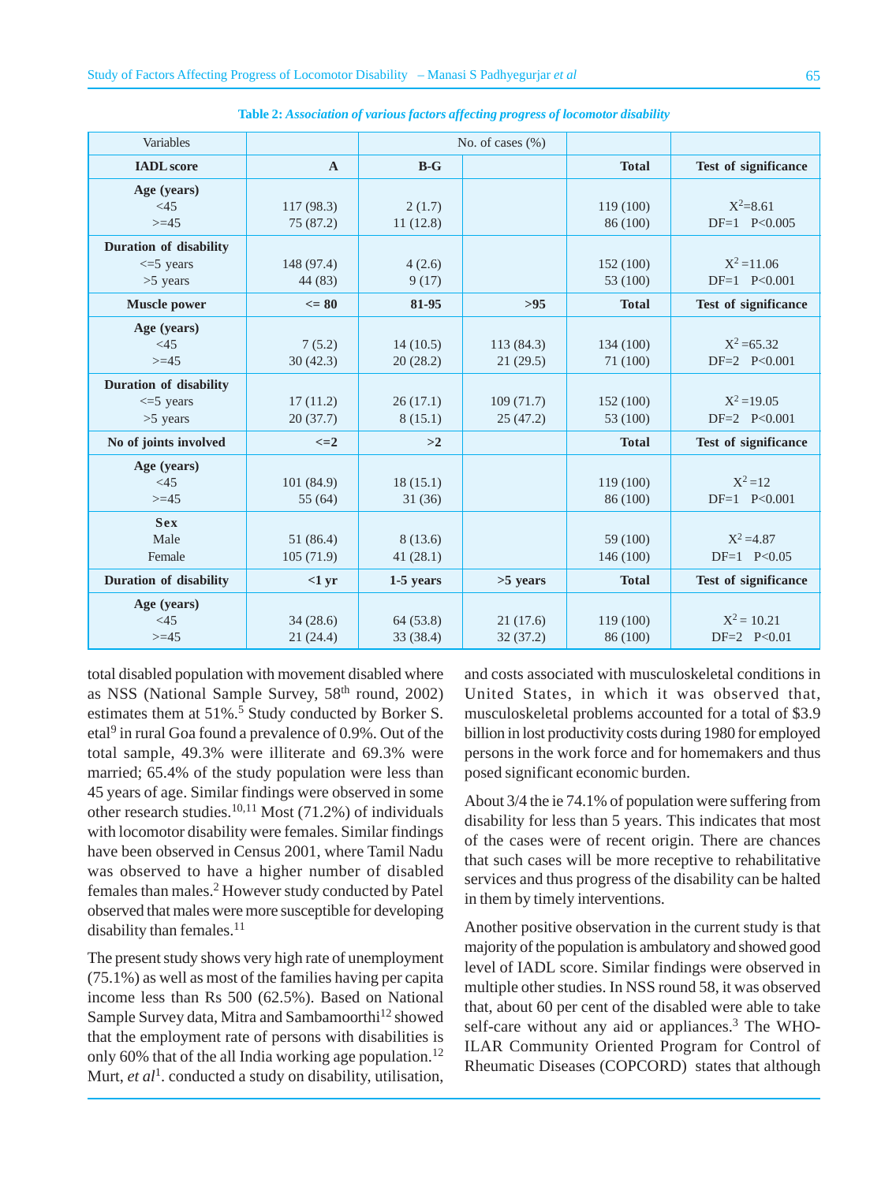**Table 2:** ***Association of various factors affecting progress of locomotor disability***

| Variables | No. of cases (%) | | | | |
|---|---|---|---|---|---|
| **IADL score** | **A** | **B-G** | | **Total** | **Test of significance** |
| **Age (years)** <45 >=45 | 117 (98.3) 75 (87.2) | 2 (1.7) 11 (12.8) | | 119 (100) 86 (100) | $X^2$=8.61 DF=1 P<0.005 |
| **Duration of disability** <=5 years >5 years | 148 (97.4) 44 (83) | 4 (2.6) 9 (17) | | 152 (100) 53 (100) | $X^2$ =11.06 DF=1 P<0.001 |
| **Muscle power** | **<= 80** | **81-95** | **>95** | **Total** | **Test of significance** |
| **Age (years)** <45 >=45 | 7 (5.2) 30 (42.3) | 14 (10.5) 20 (28.2) | 113 (84.3) 21 (29.5) | 134 (100) 71 (100) | $X^2$ =65.32 DF=2 P<0.001 |
| **Duration of disability** <=5 years >5 years | 17 (11.2) 20 (37.7) | 26 (17.1) 8 (15.1) | 109 (71.7) 25 (47.2) | 152 (100) 53 (100) | $X^2$ =19.05 DF=2 P<0.001 |
| **No of joints involved** | **<=2** | **>2** | | **Total** | **Test of significance** |
| **Age (years)** <45 >=45 | 101 (84.9) 55 (64) | 18 (15.1) 31 (36) | | 119 (100) 86 (100) | $X^2$ =12 DF=1 P<0.001 |
| **Sex** Male Female | 51 (86.4) 105 (71.9) | 8 (13.6) 41 (28.1) | | 59 (100) 146 (100) | $X^2$ =4.87 DF=1 P<0.05 |
| **Duration of disability** | **<1 yr** | **1-5 years** | **>5 years** | **Total** | **Test of significance** |
| **Age (years)** <45 >=45 | 34 (28.6) 21 (24.4) | 64 (53.8) 33 (38.4) | 21 (17.6) 32 (37.2) | 119 (100) 86 (100) | $X^2$ = 10.21 DF=2 P<0.01 |

total disabled population with movement disabled where as NSS (National Sample Survey, 58th round, 2002) estimates them at 51%.[5] Study conducted by Borker S. etal[9] in rural Goa found a prevalence of 0.9%. Out of the total sample, 49.3% were illiterate and 69.3% were married; 65.4% of the study population were less than 45 years of age. Similar findings were observed in some other research studies.[10,11] Most (71.2%) of individuals with locomotor disability were females. Similar findings have been observed in Census 2001, where Tamil Nadu was observed to have a higher number of disabled females than males.[2] However study conducted by Patel observed that males were more susceptible for developing disability than females.[11]

The present study shows very high rate of unemployment (75.1%) as well as most of the families having per capita income less than Rs 500 (62.5%). Based on National Sample Survey data, Mitra and Sambamoorthi[12] showed that the employment rate of persons with disabilities is only 60% that of the all India working age population.[12] Murt, *et al*[1]. conducted a study on disability, utilisation, and costs associated with musculoskeletal conditions in United States, in which it was observed that, musculoskeletal problems accounted for a total of $3.9 billion in lost productivity costs during 1980 for employed persons in the work force and for homemakers and thus posed significant economic burden.

About 3/4 the ie 74.1% of population were suffering from disability for less than 5 years. This indicates that most of the cases were of recent origin. There are chances that such cases will be more receptive to rehabilitative services and thus progress of the disability can be halted in them by timely interventions.

Another positive observation in the current study is that majority of the population is ambulatory and showed good level of IADL score. Similar findings were observed in multiple other studies. In NSS round 58, it was observed that, about 60 per cent of the disabled were able to take self-care without any aid or appliances.[3] The WHO-ILAR Community Oriented Program for Control of Rheumatic Diseases (COPCORD) states that although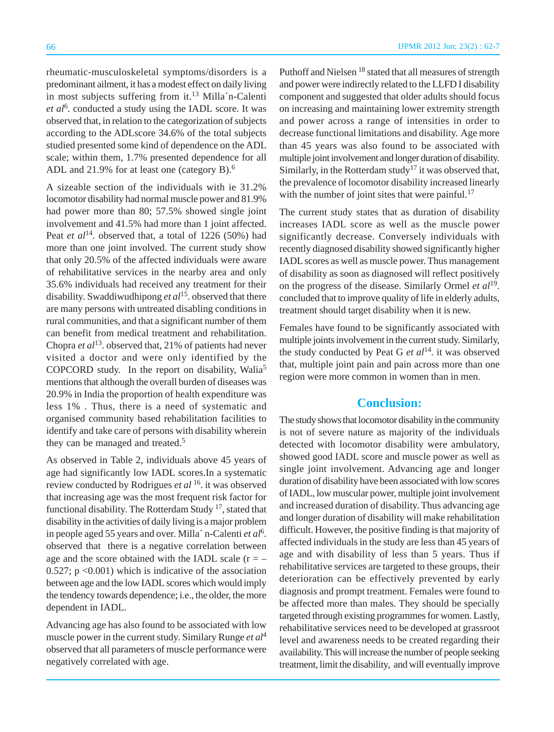rheumatic-musculoskeletal symptoms/disorders is a predominant ailment, it has a modest effect on daily living in most subjects suffering from it.[13] Milla´n-Calenti *et al*[6]. conducted a study using the IADL score. It was observed that, in relation to the categorization of subjects according to the ADLscore 34.6% of the total subjects studied presented some kind of dependence on the ADL scale; within them, 1.7% presented dependence for all ADL and 21.9% for at least one (category B).[6]

A sizeable section of the individuals with ie 31.2% locomotor disability had normal muscle power and 81.9% had power more than 80; 57.5% showed single joint involvement and 41.5% had more than 1 joint affected. Peat *et al*[14]. observed that, a total of 1226 (50%) had more than one joint involved. The current study show that only 20.5% of the affected individuals were aware of rehabilitative services in the nearby area and only 35.6% individuals had received any treatment for their disability. Swaddiwudhipong *et al*[15]. observed that there are many persons with untreated disabling conditions in rural communities, and that a significant number of them can benefit from medical treatment and rehabilitation. Chopra *et al*[13]. observed that, 21% of patients had never visited a doctor and were only identified by the COPCORD study. In the report on disability, Walia[5] mentions that although the overall burden of diseases was 20.9% in India the proportion of health expenditure was less 1% . Thus, there is a need of systematic and organised community based rehabilitation facilities to identify and take care of persons with disability wherein they can be managed and treated.[5]

As observed in Table 2, individuals above 45 years of age had significantly low IADL scores.In a systematic review conducted by Rodrigues *et al* [16]. it was observed that increasing age was the most frequent risk factor for functional disability. The Rotterdam Study [17], stated that disability in the activities of daily living is a major problem in people aged 55 years and over. Milla´ n-Calenti *et al*[6]. observed that there is a negative correlation between age and the score obtained with the IADL scale ($r = –0.527$; $p < 0.001$) which is indicative of the association between age and the low IADL scores which would imply the tendency towards dependence; i.e., the older, the more dependent in IADL.

Advancing age has also found to be associated with low muscle power in the current study. Similary Runge *et al*[4] observed that all parameters of muscle performance were negatively correlated with age.

Puthoff and Nielsen [18] stated that all measures of strength and power were indirectly related to the LLFD I disability component and suggested that older adults should focus on increasing and maintaining lower extremity strength and power across a range of intensities in order to decrease functional limitations and disability. Age more than 45 years was also found to be associated with multiple joint involvement and longer duration of disability. Similarly, in the Rotterdam study[17] it was observed that, the prevalence of locomotor disability increased linearly with the number of joint sites that were painful.[17]

The current study states that as duration of disability increases IADL score as well as the muscle power significantly decrease. Conversely individuals with recently diagnosed disability showed significantly higher IADL scores as well as muscle power. Thus management of disability as soon as diagnosed will reflect positively on the progress of the disease. Similarly Ormel *et al*[19]. concluded that to improve quality of life in elderly adults, treatment should target disability when it is new.

Females have found to be significantly associated with multiple joints involvement in the current study. Similarly, the study conducted by Peat G *et al*[14]. it was observed that, multiple joint pain and pain across more than one region were more common in women than in men.

## Conclusion:

The study shows that locomotor disability in the community is not of severe nature as majority of the individuals detected with locomotor disability were ambulatory, showed good IADL score and muscle power as well as single joint involvement. Advancing age and longer duration of disability have been associated with low scores of IADL, low muscular power, multiple joint involvement and increased duration of disability. Thus advancing age and longer duration of disability will make rehabilitation difficult. However, the positive finding is that majority of affected individuals in the study are less than 45 years of age and with disability of less than 5 years. Thus if rehabilitative services are targeted to these groups, their deterioration can be effectively prevented by early diagnosis and prompt treatment. Females were found to be affected more than males. They should be specially targeted through existing programmes for women. Lastly, rehabilitative services need to be developed at grassroot level and awareness needs to be created regarding their availability. This will increase the number of people seeking treatment, limit the disability, and will eventually improve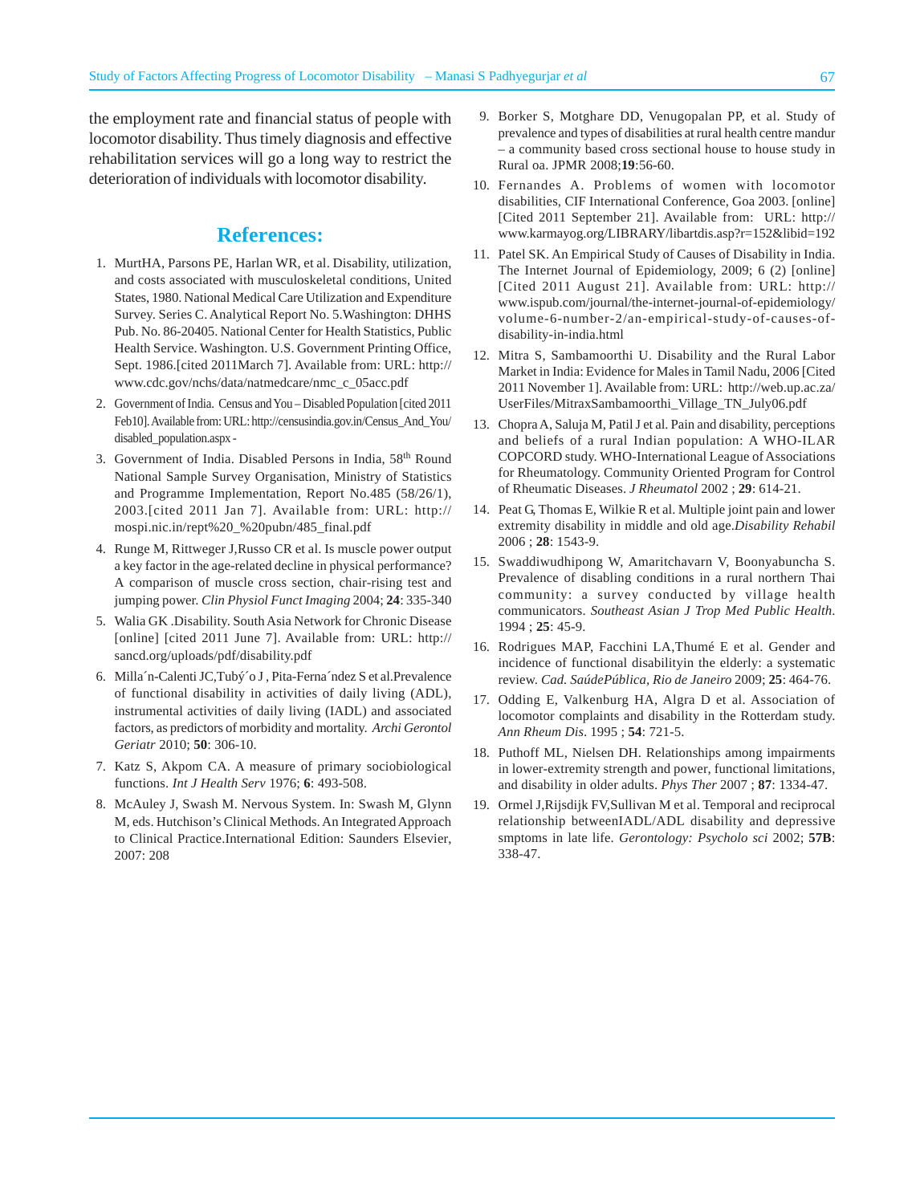the employment rate and financial status of people with locomotor disability. Thus timely diagnosis and effective rehabilitation services will go a long way to restrict the deterioration of individuals with locomotor disability.

## References:

1. MurtHA, Parsons PE, Harlan WR, et al. Disability, utilization, and costs associated with musculoskeletal conditions, United States, 1980. National Medical Care Utilization and Expenditure Survey. Series C. Analytical Report No. 5.Washington: DHHS Pub. No. 86-20405. National Center for Health Statistics, Public Health Service. Washington. U.S. Government Printing Office, Sept. 1986.[cited 2011March 7]. Available from: URL: http://www.cdc.gov/nchs/data/natmedcare/nmc_c_05acc.pdf
2. Government of India. Census and You – Disabled Population [cited 2011 Feb10]. Available from: URL: http://censusindia.gov.in/Census_And_You/disabled_population.aspx -
3. Government of India. Disabled Persons in India, 58th Round National Sample Survey Organisation, Ministry of Statistics and Programme Implementation, Report No.485 (58/26/1), 2003.[cited 2011 Jan 7]. Available from: URL: http://mospi.nic.in/rept%20_%20pubn/485_final.pdf
4. Runge M, Rittweger J,Russo CR et al. Is muscle power output a key factor in the age-related decline in physical performance? A comparison of muscle cross section, chair-rising test and jumping power. *Clin Physiol Funct Imaging* 2004; **24**: 335-340
5. Walia GK .Disability. South Asia Network for Chronic Disease [online] [cited 2011 June 7]. Available from: URL: http://sancd.org/uploads/pdf/disability.pdf
6. Milla´n-Calenti JC,Tubý´o J , Pita-Ferna´ndez S et al.Prevalence of functional disability in activities of daily living (ADL), instrumental activities of daily living (IADL) and associated factors, as predictors of morbidity and mortality. *Archi Gerontol Geriatr* 2010; **50**: 306-10.
7. Katz S, Akpom CA. A measure of primary sociobiological functions. *Int J Health Serv* 1976; **6**: 493-508.
8. McAuley J, Swash M. Nervous System. In: Swash M, Glynn M, eds. Hutchison's Clinical Methods. An Integrated Approach to Clinical Practice.International Edition: Saunders Elsevier, 2007: 208
9. Borker S, Motghare DD, Venugopalan PP, et al. Study of prevalence and types of disabilities at rural health centre mandur – a community based cross sectional house to house study in Rural oa. JPMR 2008;**19**:56-60.
10. Fernandes A. Problems of women with locomotor disabilities, CIF International Conference, Goa 2003. [online] [Cited 2011 September 21]. Available from: URL: http://www.karmayog.org/LIBRARY/libartdis.asp?r=152&libid=192
11. Patel SK. An Empirical Study of Causes of Disability in India. The Internet Journal of Epidemiology, 2009; 6 (2) [online] [Cited 2011 August 21]. Available from: URL: http://www.ispub.com/journal/the-internet-journal-of-epidemiology/volume-6-number-2/an-empirical-study-of-causes-of-disability-in-india.html
12. Mitra S, Sambamoorthi U. Disability and the Rural Labor Market in India: Evidence for Males in Tamil Nadu, 2006 [Cited 2011 November 1]. Available from: URL: http://web.up.ac.za/UserFiles/MitraxSambamoorthi_Village_TN_July06.pdf
13. Chopra A, Saluja M, Patil J et al. Pain and disability, perceptions and beliefs of a rural Indian population: A WHO-ILAR COPCORD study. WHO-International League of Associations for Rheumatology. Community Oriented Program for Control of Rheumatic Diseases. *J Rheumatol* 2002 ; **29**: 614-21.
14. Peat G, Thomas E, Wilkie R et al. Multiple joint pain and lower extremity disability in middle and old age.*Disability Rehabil* 2006 ; **28**: 1543-9.
15. Swaddiwudhipong W, Amaritchavarn V, Boonyabuncha S. Prevalence of disabling conditions in a rural northern Thai community: a survey conducted by village health communicators. *Southeast Asian J Trop Med Public Health*. 1994 ; **25**: 45-9.
16. Rodrigues MAP, Facchini LA,Thumé E et al. Gender and incidence of functional disabilityin the elderly: a systematic review. *Cad. SaúdePública, Rio de Janeiro* 2009; **25**: 464-76.
17. Odding E, Valkenburg HA, Algra D et al. Association of locomotor complaints and disability in the Rotterdam study. *Ann Rheum Dis*. 1995 ; **54**: 721-5.
18. Puthoff ML, Nielsen DH. Relationships among impairments in lower-extremity strength and power, functional limitations, and disability in older adults. *Phys Ther* 2007 ; **87**: 1334-47.
19. Ormel J,Rijsdijk FV,Sullivan M et al. Temporal and reciprocal relationship betweenIADL/ADL disability and depressive smptoms in late life. *Gerontology: Psycholo sci* 2002; **57B**: 338-47.